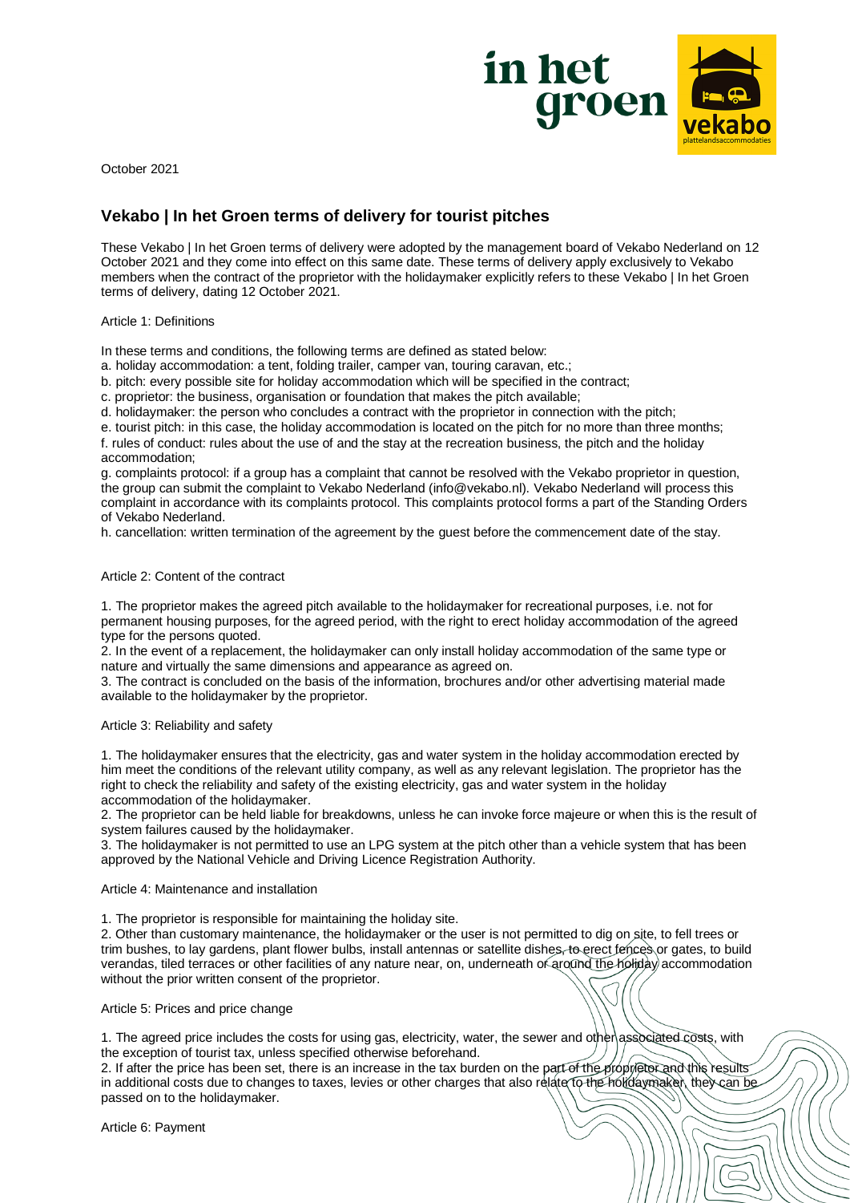October 2021

## Vekabo | In het Groen terms of delivery for tourist pitches

These Vekabo | In het Groen terms of delivery were adopted by the management board of Vekabo Nederland on 12 October 2021 and they come into effect on this same date. These terms of delivery apply exclusively to Vekabo members when the contract of the proprietor with the holidaymaker explicitly refers to these Vekabo | In het Groen terms of delivery, dating 12 October 2021.

Article 1: Definitions

In these terms and conditions, the following terms are defined as stated below:

a. holiday accommodation: a tent, folding trailer, camper van, touring caravan, etc.;
b. pitch: every possible site for holiday accommodation which will be specified in the contract;
c. proprietor: the business, organisation or foundation that makes the pitch available;
d. holidaymaker: the person who concludes a contract with the proprietor in connection with the pitch;
e. tourist pitch: in this case, the holiday accommodation is located on the pitch for no more than three months;
f. rules of conduct: rules about the use of and the stay at the recreation business, the pitch and the holiday accommodation;
g. complaints protocol: if a group has a complaint that cannot be resolved with the Vekabo proprietor in question, the group can submit the complaint to Vekabo Nederland (info@vekabo.nl). Vekabo Nederland will process this complaint in accordance with its complaints protocol. This complaints protocol forms a part of the Standing Orders of Vekabo Nederland.
h. cancellation: written termination of the agreement by the guest before the commencement date of the stay.

Article 2: Content of the contract

1. The proprietor makes the agreed pitch available to the holidaymaker for recreational purposes, i.e. not for permanent housing purposes, for the agreed period, with the right to erect holiday accommodation of the agreed type for the persons quoted.
2. In the event of a replacement, the holidaymaker can only install holiday accommodation of the same type or nature and virtually the same dimensions and appearance as agreed on.
3. The contract is concluded on the basis of the information, brochures and/or other advertising material made available to the holidaymaker by the proprietor.

Article 3: Reliability and safety

1. The holidaymaker ensures that the electricity, gas and water system in the holiday accommodation erected by him meet the conditions of the relevant utility company, as well as any relevant legislation. The proprietor has the right to check the reliability and safety of the existing electricity, gas and water system in the holiday accommodation of the holidaymaker.
2. The proprietor can be held liable for breakdowns, unless he can invoke force majeure or when this is the result of system failures caused by the holidaymaker.
3. The holidaymaker is not permitted to use an LPG system at the pitch other than a vehicle system that has been approved by the National Vehicle and Driving Licence Registration Authority.

Article 4: Maintenance and installation

1. The proprietor is responsible for maintaining the holiday site.
2. Other than customary maintenance, the holidaymaker or the user is not permitted to dig on site, to fell trees or trim bushes, to lay gardens, plant flower bulbs, install antennas or satellite dishes, to erect fences or gates, to build verandas, tiled terraces or other facilities of any nature near, on, underneath or around the holiday accommodation without the prior written consent of the proprietor.

Article 5: Prices and price change

1. The agreed price includes the costs for using gas, electricity, water, the sewer and other associated costs, with the exception of tourist tax, unless specified otherwise beforehand.
2. If after the price has been set, there is an increase in the tax burden on the part of the proprietor and this results in additional costs due to changes to taxes, levies or other charges that also relate to the holidaymaker, they can be passed on to the holidaymaker.

Article 6: Payment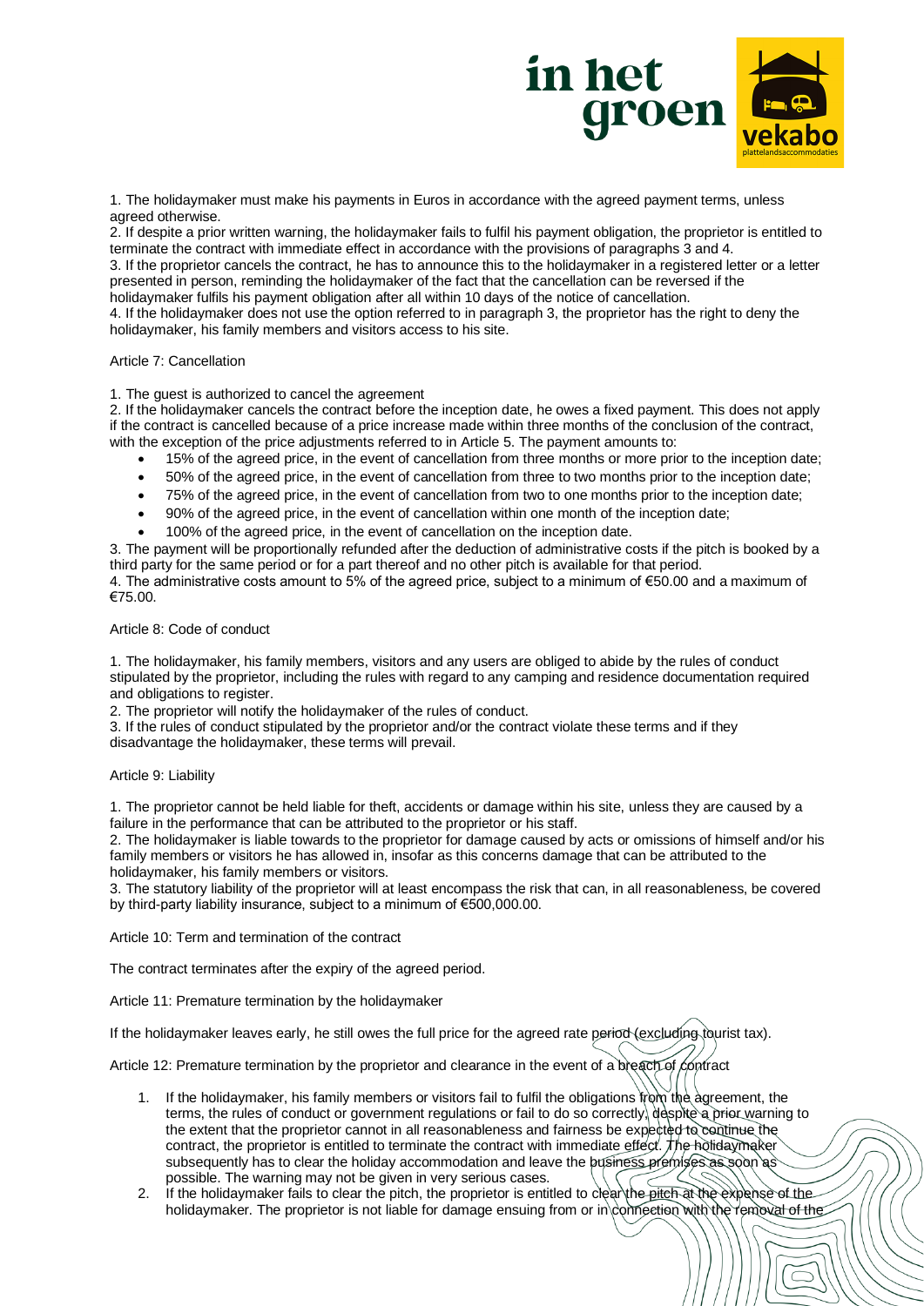1. The holidaymaker must make his payments in Euros in accordance with the agreed payment terms, unless agreed otherwise.
2. If despite a prior written warning, the holidaymaker fails to fulfil his payment obligation, the proprietor is entitled to terminate the contract with immediate effect in accordance with the provisions of paragraphs 3 and 4.
3. If the proprietor cancels the contract, he has to announce this to the holidaymaker in a registered letter or a letter presented in person, reminding the holidaymaker of the fact that the cancellation can be reversed if the holidaymaker fulfils his payment obligation after all within 10 days of the notice of cancellation.
4. If the holidaymaker does not use the option referred to in paragraph 3, the proprietor has the right to deny the holidaymaker, his family members and visitors access to his site.

## Article 7: Cancellation

1. The guest is authorized to cancel the agreement
2. If the holidaymaker cancels the contract before the inception date, he owes a fixed payment. This does not apply if the contract is cancelled because of a price increase made within three months of the conclusion of the contract, with the exception of the price adjustments referred to in Article 5. The payment amounts to:
   - 15% of the agreed price, in the event of cancellation from three months or more prior to the inception date;
   - 50% of the agreed price, in the event of cancellation from three to two months prior to the inception date;
   - 75% of the agreed price, in the event of cancellation from two to one months prior to the inception date;
   - 90% of the agreed price, in the event of cancellation within one month of the inception date;
   - 100% of the agreed price, in the event of cancellation on the inception date.
3. The payment will be proportionally refunded after the deduction of administrative costs if the pitch is booked by a third party for the same period or for a part thereof and no other pitch is available for that period.
4. The administrative costs amount to 5% of the agreed price, subject to a minimum of €50.00 and a maximum of €75.00.

## Article 8: Code of conduct

1. The holidaymaker, his family members, visitors and any users are obliged to abide by the rules of conduct stipulated by the proprietor, including the rules with regard to any camping and residence documentation required and obligations to register.
2. The proprietor will notify the holidaymaker of the rules of conduct.
3. If the rules of conduct stipulated by the proprietor and/or the contract violate these terms and if they disadvantage the holidaymaker, these terms will prevail.

## Article 9: Liability

1. The proprietor cannot be held liable for theft, accidents or damage within his site, unless they are caused by a failure in the performance that can be attributed to the proprietor or his staff.
2. The holidaymaker is liable towards to the proprietor for damage caused by acts or omissions of himself and/or his family members or visitors he has allowed in, insofar as this concerns damage that can be attributed to the holidaymaker, his family members or visitors.
3. The statutory liability of the proprietor will at least encompass the risk that can, in all reasonableness, be covered by third-party liability insurance, subject to a minimum of €500,000.00.

## Article 10: Term and termination of the contract

The contract terminates after the expiry of the agreed period.

## Article 11: Premature termination by the holidaymaker

If the holidaymaker leaves early, he still owes the full price for the agreed rate period (excluding tourist tax).

## Article 12: Premature termination by the proprietor and clearance in the event of a breach of contract

1. If the holidaymaker, his family members or visitors fail to fulfil the obligations from the agreement, the terms, the rules of conduct or government regulations or fail to do so correctly, despite a prior warning to the extent that the proprietor cannot in all reasonableness and fairness be expected to continue the contract, the proprietor is entitled to terminate the contract with immediate effect. The holidaymaker subsequently has to clear the holiday accommodation and leave the business premises as soon as possible. The warning may not be given in very serious cases.
2. If the holidaymaker fails to clear the pitch, the proprietor is entitled to clear the pitch at the expense of the holidaymaker. The proprietor is not liable for damage ensuing from or in connection with the removal of the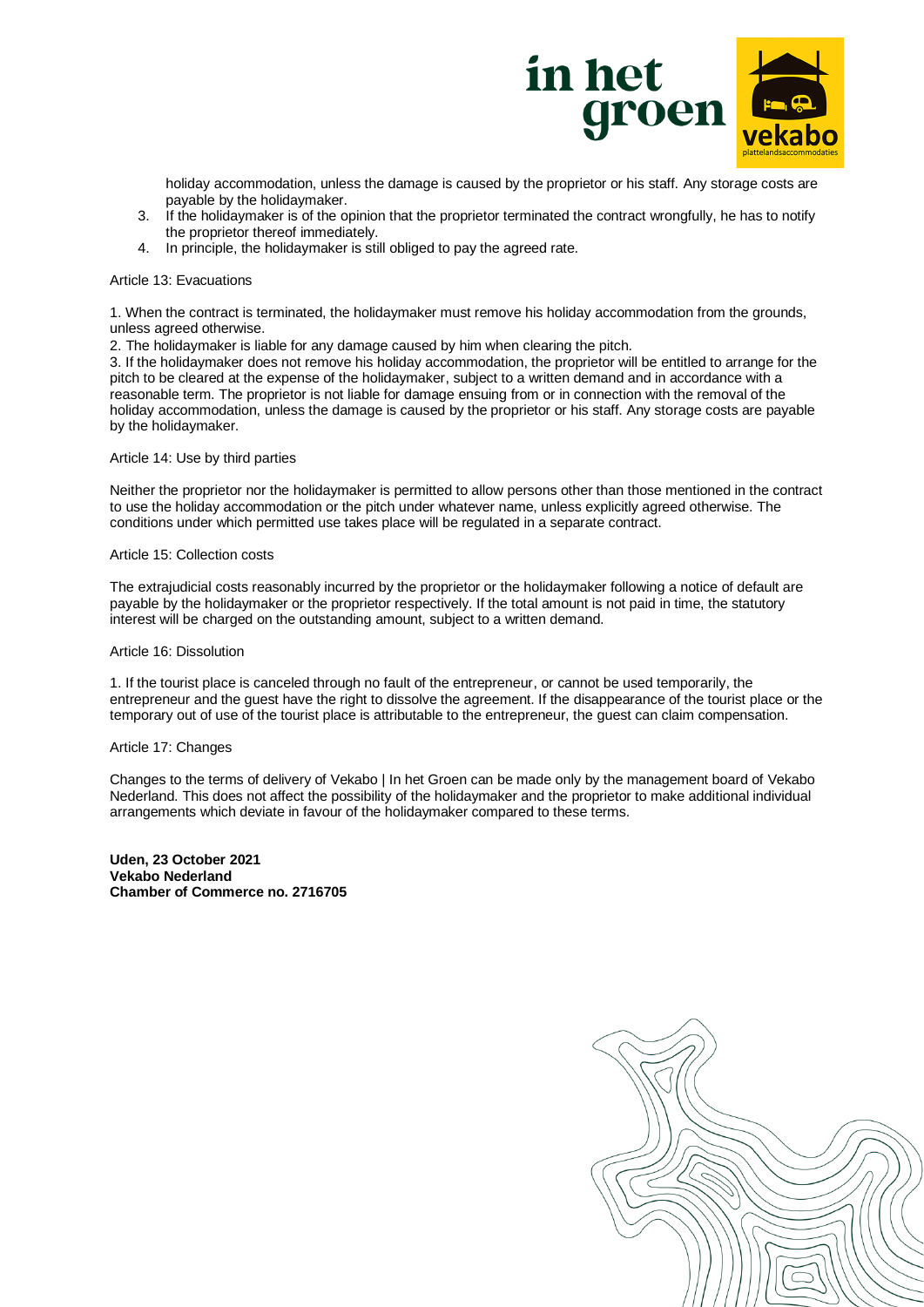holiday accommodation, unless the damage is caused by the proprietor or his staff. Any storage costs are payable by the holidaymaker.

3. If the holidaymaker is of the opinion that the proprietor terminated the contract wrongfully, he has to notify the proprietor thereof immediately.
4. In principle, the holidaymaker is still obliged to pay the agreed rate.

Article 13: Evacuations

1. When the contract is terminated, the holidaymaker must remove his holiday accommodation from the grounds, unless agreed otherwise.
2. The holidaymaker is liable for any damage caused by him when clearing the pitch.
3. If the holidaymaker does not remove his holiday accommodation, the proprietor will be entitled to arrange for the pitch to be cleared at the expense of the holidaymaker, subject to a written demand and in accordance with a reasonable term. The proprietor is not liable for damage ensuing from or in connection with the removal of the holiday accommodation, unless the damage is caused by the proprietor or his staff. Any storage costs are payable by the holidaymaker.

Article 14: Use by third parties

Neither the proprietor nor the holidaymaker is permitted to allow persons other than those mentioned in the contract to use the holiday accommodation or the pitch under whatever name, unless explicitly agreed otherwise. The conditions under which permitted use takes place will be regulated in a separate contract.

Article 15: Collection costs

The extrajudicial costs reasonably incurred by the proprietor or the holidaymaker following a notice of default are payable by the holidaymaker or the proprietor respectively. If the total amount is not paid in time, the statutory interest will be charged on the outstanding amount, subject to a written demand.

Article 16: Dissolution

1. If the tourist place is canceled through no fault of the entrepreneur, or cannot be used temporarily, the entrepreneur and the guest have the right to dissolve the agreement. If the disappearance of the tourist place or the temporary out of use of the tourist place is attributable to the entrepreneur, the guest can claim compensation.

Article 17: Changes

Changes to the terms of delivery of Vekabo | In het Groen can be made only by the management board of Vekabo Nederland. This does not affect the possibility of the holidaymaker and the proprietor to make additional individual arrangements which deviate in favour of the holidaymaker compared to these terms.

**Uden, 23 October 2021**
**Vekabo Nederland**
**Chamber of Commerce no. 2716705**